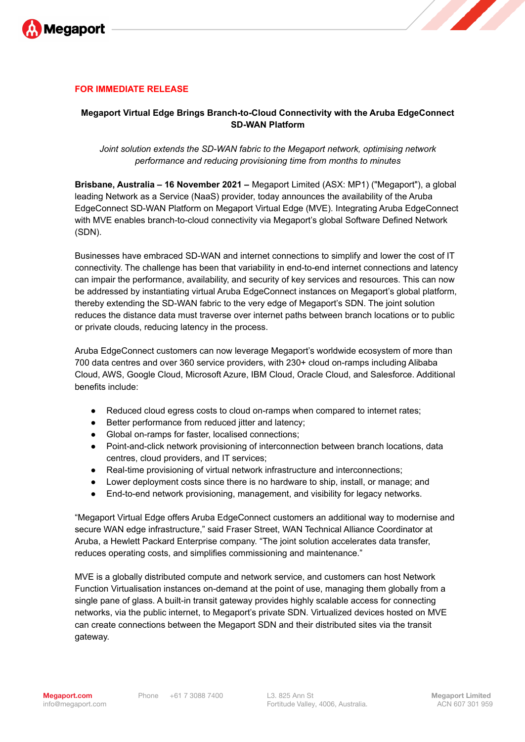**FOR IMMEDIATE RELEASE**

# Megaport Virtual Edge Brings Branch-to-Cloud Connectivity with the Aruba EdgeConnect SD-WAN Platform

*Joint solution extends the SD-WAN fabric to the Megaport network, optimising network performance and reducing provisioning time from months to minutes*

**Brisbane, Australia – 16 November 2021 –** Megaport Limited (ASX: MP1) ("Megaport"), a global leading Network as a Service (NaaS) provider, today announces the availability of the Aruba EdgeConnect SD-WAN Platform on Megaport Virtual Edge (MVE). Integrating Aruba EdgeConnect with MVE enables branch-to-cloud connectivity via Megaport's global Software Defined Network (SDN).

Businesses have embraced SD-WAN and internet connections to simplify and lower the cost of IT connectivity. The challenge has been that variability in end-to-end internet connections and latency can impair the performance, availability, and security of key services and resources. This can now be addressed by instantiating virtual Aruba EdgeConnect instances on Megaport's global platform, thereby extending the SD-WAN fabric to the very edge of Megaport's SDN. The joint solution reduces the distance data must traverse over internet paths between branch locations or to public or private clouds, reducing latency in the process.

Aruba EdgeConnect customers can now leverage Megaport's worldwide ecosystem of more than 700 data centres and over 360 service providers, with 230+ cloud on-ramps including Alibaba Cloud, AWS, Google Cloud, Microsoft Azure, IBM Cloud, Oracle Cloud, and Salesforce. Additional benefits include:

- Reduced cloud egress costs to cloud on-ramps when compared to internet rates;
- Better performance from reduced jitter and latency;
- Global on-ramps for faster, localised connections;
- Point-and-click network provisioning of interconnection between branch locations, data centres, cloud providers, and IT services;
- Real-time provisioning of virtual network infrastructure and interconnections;
- Lower deployment costs since there is no hardware to ship, install, or manage; and
- End-to-end network provisioning, management, and visibility for legacy networks.

"Megaport Virtual Edge offers Aruba EdgeConnect customers an additional way to modernise and secure WAN edge infrastructure," said Fraser Street, WAN Technical Alliance Coordinator at Aruba, a Hewlett Packard Enterprise company. "The joint solution accelerates data transfer, reduces operating costs, and simplifies commissioning and maintenance."

MVE is a globally distributed compute and network service, and customers can host Network Function Virtualisation instances on-demand at the point of use, managing them globally from a single pane of glass. A built-in transit gateway provides highly scalable access for connecting networks, via the public internet, to Megaport's private SDN. Virtualized devices hosted on MVE can create connections between the Megaport SDN and their distributed sites via the transit gateway.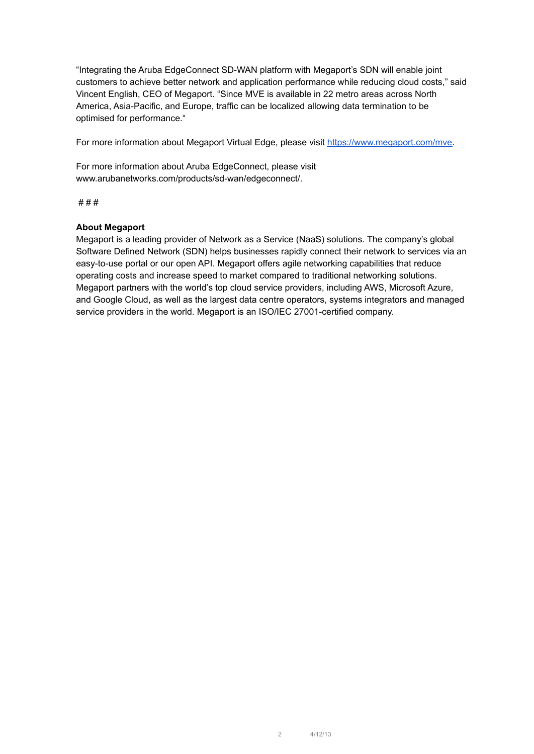"Integrating the Aruba EdgeConnect SD-WAN platform with Megaport's SDN will enable joint customers to achieve better network and application performance while reducing cloud costs," said Vincent English, CEO of Megaport. "Since MVE is available in 22 metro areas across North America, Asia-Pacific, and Europe, traffic can be localized allowing data termination to be optimised for performance."

For more information about Megaport Virtual Edge, please visit [https://www.megaport.com/mve](https://www.megaport.com/mve).

For more information about Aruba EdgeConnect, please visit www.arubanetworks.com/products/sd-wan/edgeconnect/.

# # #

**About Megaport**
Megaport is a leading provider of Network as a Service (NaaS) solutions. The company's global Software Defined Network (SDN) helps businesses rapidly connect their network to services via an easy-to-use portal or our open API. Megaport offers agile networking capabilities that reduce operating costs and increase speed to market compared to traditional networking solutions. Megaport partners with the world's top cloud service providers, including AWS, Microsoft Azure, and Google Cloud, as well as the largest data centre operators, systems integrators and managed service providers in the world. Megaport is an ISO/IEC 27001-certified company.